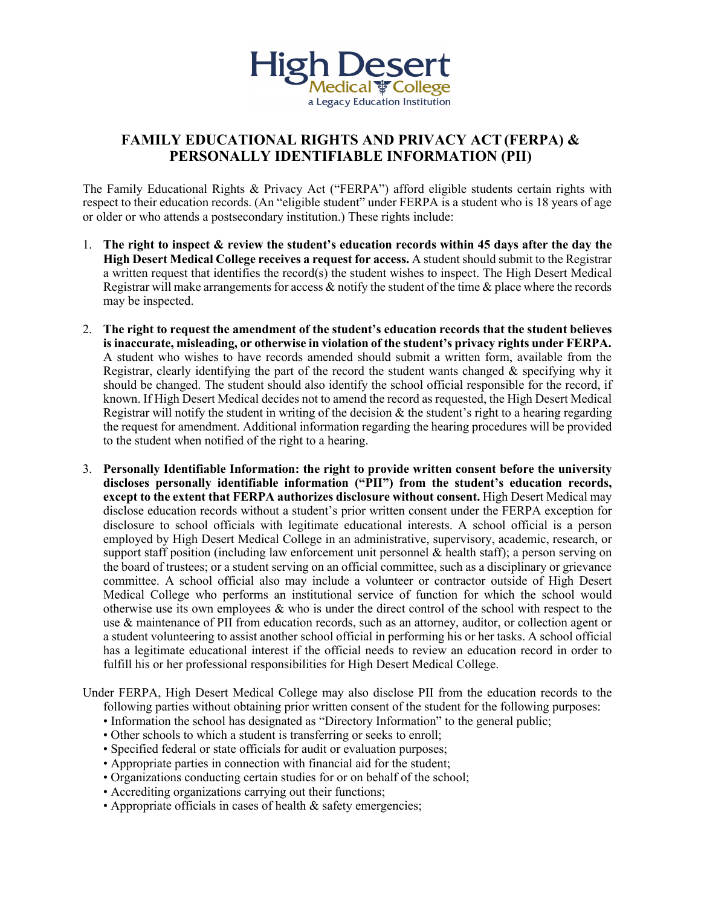High Desert Medical College
a Legacy Education Institution

# FAMILY EDUCATIONAL RIGHTS AND PRIVACY ACT (FERPA) & PERSONALLY IDENTIFIABLE INFORMATION (PII)

The Family Educational Rights & Privacy Act ("FERPA") afford eligible students certain rights with respect to their education records. (An "eligible student" under FERPA is a student who is 18 years of age or older or who attends a postsecondary institution.) These rights include:

1. **The right to inspect & review the student's education records within 45 days after the day the High Desert Medical College receives a request for access.** A student should submit to the Registrar a written request that identifies the record(s) the student wishes to inspect. The High Desert Medical Registrar will make arrangements for access & notify the student of the time & place where the records may be inspected.

2. **The right to request the amendment of the student's education records that the student believes is inaccurate, misleading, or otherwise in violation of the student's privacy rights under FERPA.** A student who wishes to have records amended should submit a written form, available from the Registrar, clearly identifying the part of the record the student wants changed & specifying why it should be changed. The student should also identify the school official responsible for the record, if known. If High Desert Medical decides not to amend the record as requested, the High Desert Medical Registrar will notify the student in writing of the decision & the student's right to a hearing regarding the request for amendment. Additional information regarding the hearing procedures will be provided to the student when notified of the right to a hearing.

3. **Personally Identifiable Information: the right to provide written consent before the university discloses personally identifiable information ("PII") from the student's education records, except to the extent that FERPA authorizes disclosure without consent.** High Desert Medical may disclose education records without a student's prior written consent under the FERPA exception for disclosure to school officials with legitimate educational interests. A school official is a person employed by High Desert Medical College in an administrative, supervisory, academic, research, or support staff position (including law enforcement unit personnel & health staff); a person serving on the board of trustees; or a student serving on an official committee, such as a disciplinary or grievance committee. A school official also may include a volunteer or contractor outside of High Desert Medical College who performs an institutional service of function for which the school would otherwise use its own employees & who is under the direct control of the school with respect to the use & maintenance of PII from education records, such as an attorney, auditor, or collection agent or a student volunteering to assist another school official in performing his or her tasks. A school official has a legitimate educational interest if the official needs to review an education record in order to fulfill his or her professional responsibilities for High Desert Medical College.

Under FERPA, High Desert Medical College may also disclose PII from the education records to the following parties without obtaining prior written consent of the student for the following purposes:

- Information the school has designated as "Directory Information" to the general public;
- Other schools to which a student is transferring or seeks to enroll;
- Specified federal or state officials for audit or evaluation purposes;
- Appropriate parties in connection with financial aid for the student;
- Organizations conducting certain studies for or on behalf of the school;
- Accrediting organizations carrying out their functions;
- Appropriate officials in cases of health & safety emergencies;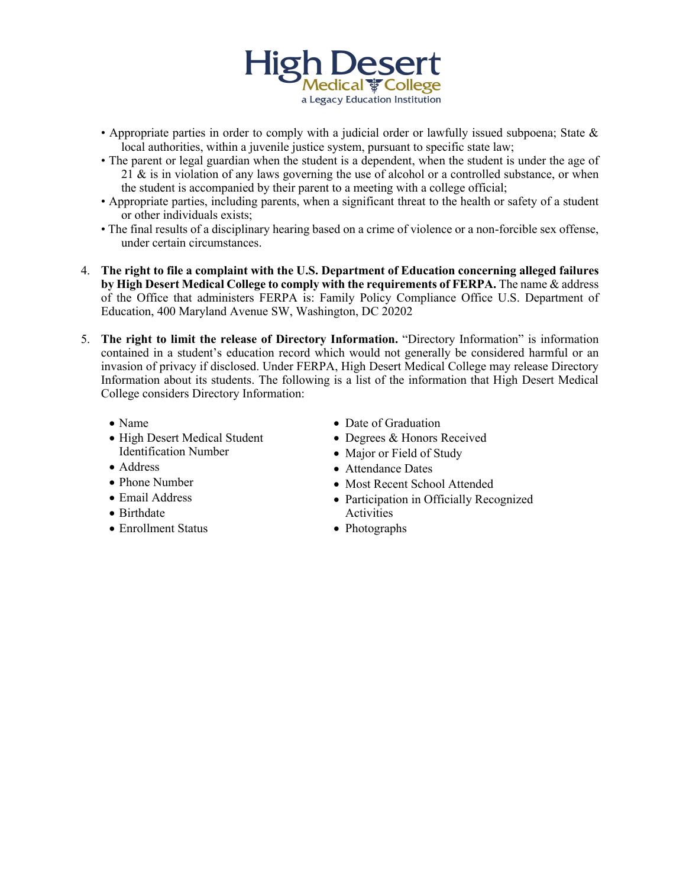- Appropriate parties in order to comply with a judicial order or lawfully issued subpoena; State & local authorities, within a juvenile justice system, pursuant to specific state law;
- The parent or legal guardian when the student is a dependent, when the student is under the age of 21 & is in violation of any laws governing the use of alcohol or a controlled substance, or when the student is accompanied by their parent to a meeting with a college official;
- Appropriate parties, including parents, when a significant threat to the health or safety of a student or other individuals exists;
- The final results of a disciplinary hearing based on a crime of violence or a non-forcible sex offense, under certain circumstances.

4. **The right to file a complaint with the U.S. Department of Education concerning alleged failures by High Desert Medical College to comply with the requirements of FERPA.** The name & address of the Office that administers FERPA is: Family Policy Compliance Office U.S. Department of Education, 400 Maryland Avenue SW, Washington, DC 20202

5. **The right to limit the release of Directory Information.** "Directory Information" is information contained in a student's education record which would not generally be considered harmful or an invasion of privacy if disclosed. Under FERPA, High Desert Medical College may release Directory Information about its students. The following is a list of the information that High Desert Medical College considers Directory Information:

   - Name
   - High Desert Medical Student Identification Number
   - Address
   - Phone Number
   - Email Address
   - Birthdate
   - Enrollment Status
   - Date of Graduation
   - Degrees & Honors Received
   - Major or Field of Study
   - Attendance Dates
   - Most Recent School Attended
   - Participation in Officially Recognized Activities
   - Photographs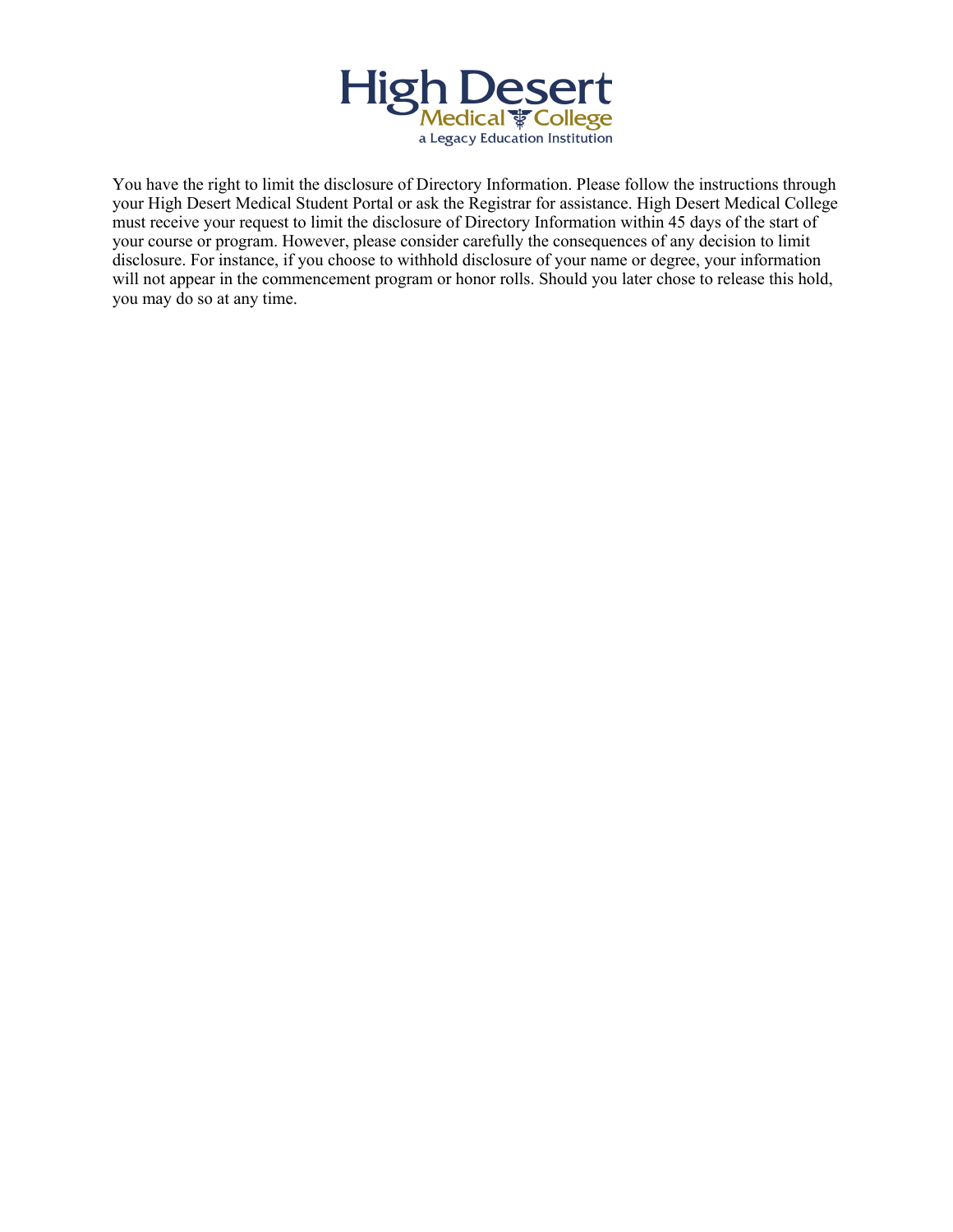You have the right to limit the disclosure of Directory Information. Please follow the instructions through your High Desert Medical Student Portal or ask the Registrar for assistance. High Desert Medical College must receive your request to limit the disclosure of Directory Information within 45 days of the start of your course or program. However, please consider carefully the consequences of any decision to limit disclosure. For instance, if you choose to withhold disclosure of your name or degree, your information will not appear in the commencement program or honor rolls. Should you later chose to release this hold, you may do so at any time.